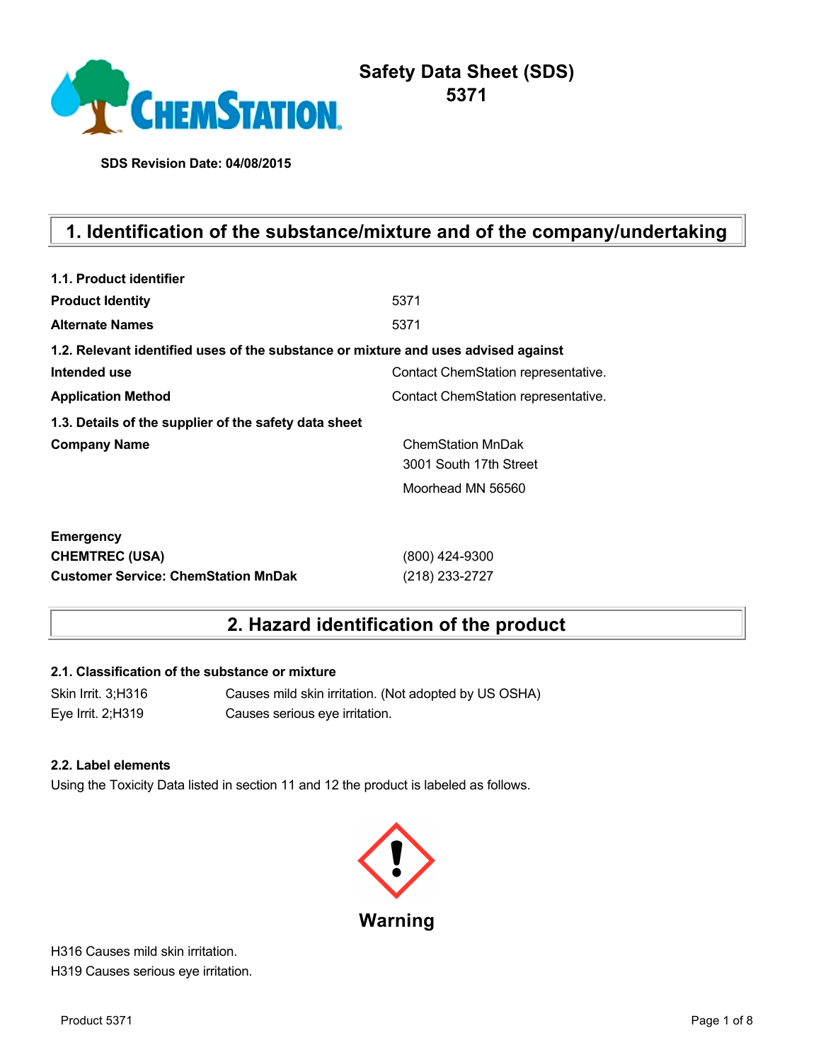# Safety Data Sheet (SDS)
# 5371

**SDS Revision Date: 04/08/2015**

## 1. Identification of the substance/mixture and of the company/undertaking

**1.1. Product identifier**

| | |
|---|---|
| **Product Identity** | 5371 |
| **Alternate Names** | 5371 |

**1.2. Relevant identified uses of the substance or mixture and uses advised against**

| | |
|---|---|
| **Intended use** | Contact ChemStation representative. |
| **Application Method** | Contact ChemStation representative. |

**1.3. Details of the supplier of the safety data sheet**

| | |
|---|---|
| **Company Name** | ChemStation MnDak<br>3001 South 17th Street<br>Moorhead MN 56560 |

**Emergency**

| | |
|---|---|
| **CHEMTREC (USA)** | (800) 424-9300 |
| **Customer Service: ChemStation MnDak** | (218) 233-2727 |

## 2. Hazard identification of the product

**2.1. Classification of the substance or mixture**

| | |
|---|---|
| Skin Irrit. 3;H316 | Causes mild skin irritation. (Not adopted by US OSHA) |
| Eye Irrit. 2;H319 | Causes serious eye irritation. |

**2.2. Label elements**

Using the Toxicity Data listed in section 11 and 12 the product is labeled as follows.

**Warning**

H316 Causes mild skin irritation.
H319 Causes serious eye irritation.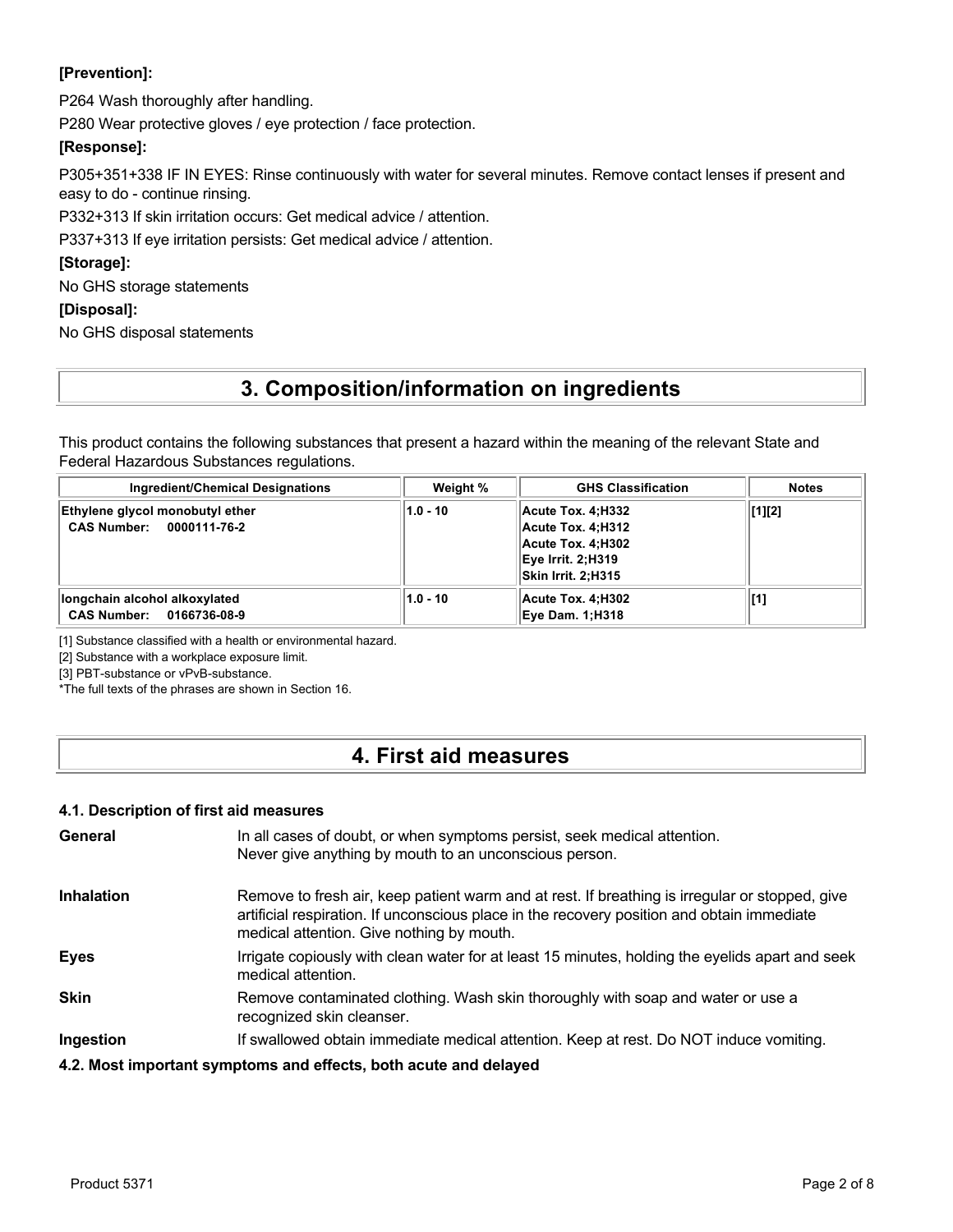**[Prevention]:**

P264 Wash thoroughly after handling.

P280 Wear protective gloves / eye protection / face protection.

**[Response]:**

P305+351+338 IF IN EYES: Rinse continuously with water for several minutes. Remove contact lenses if present and easy to do - continue rinsing.

P332+313 If skin irritation occurs: Get medical advice / attention.

P337+313 If eye irritation persists: Get medical advice / attention.

**[Storage]:**

No GHS storage statements

**[Disposal]:**

No GHS disposal statements

# 3. Composition/information on ingredients

This product contains the following substances that present a hazard within the meaning of the relevant State and Federal Hazardous Substances regulations.

| Ingredient/Chemical Designations | Weight % | GHS Classification | Notes |
|---|---|---|---|
| **Ethylene glycol monobutyl ether**<br>**CAS Number: 0000111-76-2** | 1.0 - 10 | Acute Tox. 4;H332<br>Acute Tox. 4;H312<br>Acute Tox. 4;H302<br>Eye Irrit. 2;H319<br>Skin Irrit. 2;H315 | [1][2] |
| **longchain alcohol alkoxylated**<br>**CAS Number: 0166736-08-9** | 1.0 - 10 | Acute Tox. 4;H302<br>Eye Dam. 1;H318 | [1] |

[1] Substance classified with a health or environmental hazard.

[2] Substance with a workplace exposure limit.

[3] PBT-substance or vPvB-substance.

*The full texts of the phrases are shown in Section 16.

# 4. First aid measures

### 4.1. Description of first aid measures

**General** In all cases of doubt, or when symptoms persist, seek medical attention. Never give anything by mouth to an unconscious person.

**Inhalation** Remove to fresh air, keep patient warm and at rest. If breathing is irregular or stopped, give artificial respiration. If unconscious place in the recovery position and obtain immediate medical attention. Give nothing by mouth.

**Eyes** Irrigate copiously with clean water for at least 15 minutes, holding the eyelids apart and seek medical attention.

**Skin** Remove contaminated clothing. Wash skin thoroughly with soap and water or use a recognized skin cleanser.

**Ingestion** If swallowed obtain immediate medical attention. Keep at rest. Do NOT induce vomiting.

### 4.2. Most important symptoms and effects, both acute and delayed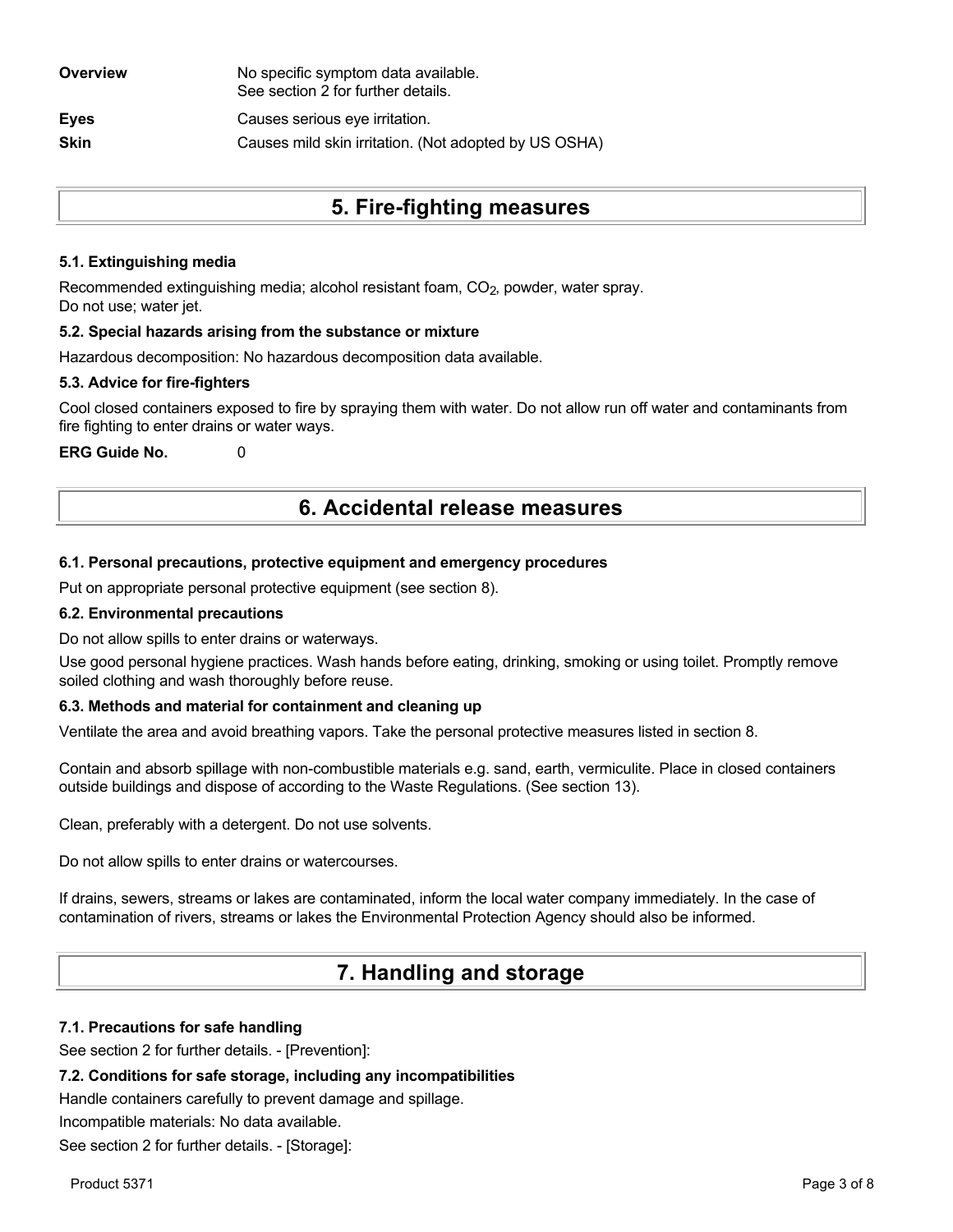| | |
|---|---|
| **Overview** | No specific symptom data available.<br>See section 2 for further details. |
| **Eyes** | Causes serious eye irritation. |
| **Skin** | Causes mild skin irritation. (Not adopted by US OSHA) |

# 5. Fire-fighting measures

### 5.1. Extinguishing media

Recommended extinguishing media; alcohol resistant foam, $CO_2$, powder, water spray.
Do not use; water jet.

### 5.2. Special hazards arising from the substance or mixture

Hazardous decomposition: No hazardous decomposition data available.

### 5.3. Advice for fire-fighters

Cool closed containers exposed to fire by spraying them with water. Do not allow run off water and contaminants from fire fighting to enter drains or water ways.

**ERG Guide No.** 0

# 6. Accidental release measures

### 6.1. Personal precautions, protective equipment and emergency procedures

Put on appropriate personal protective equipment (see section 8).

### 6.2. Environmental precautions

Do not allow spills to enter drains or waterways.

Use good personal hygiene practices. Wash hands before eating, drinking, smoking or using toilet. Promptly remove soiled clothing and wash thoroughly before reuse.

### 6.3. Methods and material for containment and cleaning up

Ventilate the area and avoid breathing vapors. Take the personal protective measures listed in section 8.

Contain and absorb spillage with non-combustible materials e.g. sand, earth, vermiculite. Place in closed containers outside buildings and dispose of according to the Waste Regulations. (See section 13).

Clean, preferably with a detergent. Do not use solvents.

Do not allow spills to enter drains or watercourses.

If drains, sewers, streams or lakes are contaminated, inform the local water company immediately. In the case of contamination of rivers, streams or lakes the Environmental Protection Agency should also be informed.

# 7. Handling and storage

### 7.1. Precautions for safe handling

See section 2 for further details. - [Prevention]:

### 7.2. Conditions for safe storage, including any incompatibilities

Handle containers carefully to prevent damage and spillage.

Incompatible materials: No data available.

See section 2 for further details. - [Storage]: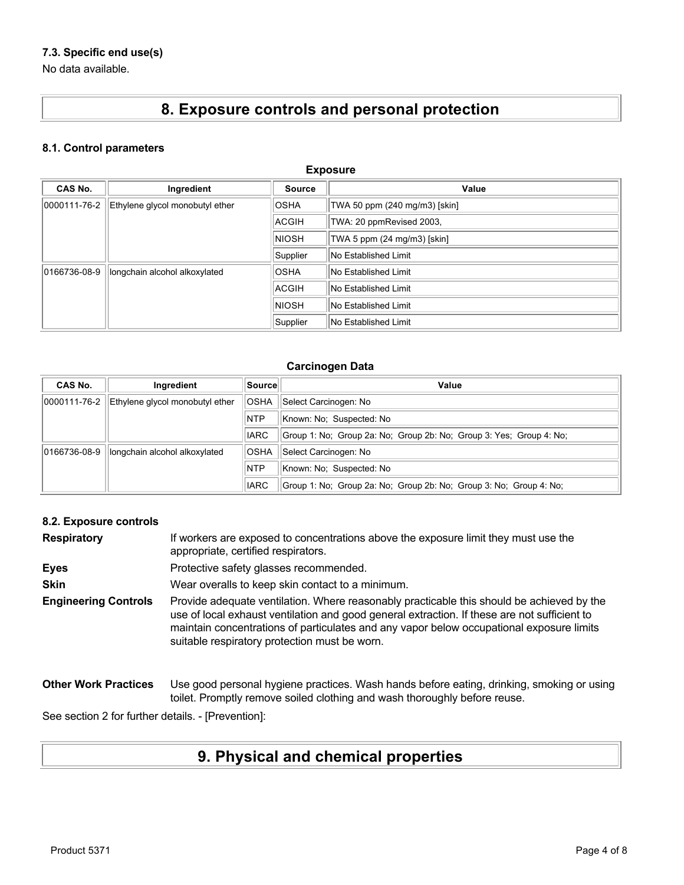### 7.3. Specific end use(s)

No data available.

## 8. Exposure controls and personal protection

### 8.1. Control parameters

**Exposure**

| CAS No. | Ingredient | Source | Value |
|---|---|---|---|
| 0000111-76-2 | Ethylene glycol monobutyl ether | OSHA | TWA 50 ppm (240 mg/m3) [skin] |
| | | ACGIH | TWA: 20 ppmRevised 2003, |
| | | NIOSH | TWA 5 ppm (24 mg/m3) [skin] |
| | | Supplier | No Established Limit |
| 0166736-08-9 | longchain alcohol alkoxylated | OSHA | No Established Limit |
| | | ACGIH | No Established Limit |
| | | NIOSH | No Established Limit |
| | | Supplier | No Established Limit |

**Carcinogen Data**

| CAS No. | Ingredient | Source | Value |
|---|---|---|---|
| 0000111-76-2 | Ethylene glycol monobutyl ether | OSHA | Select Carcinogen: No |
| | | NTP | Known: No; Suspected: No |
| | | IARC | Group 1: No; Group 2a: No; Group 2b: No; Group 3: Yes; Group 4: No; |
| 0166736-08-9 | longchain alcohol alkoxylated | OSHA | Select Carcinogen: No |
| | | NTP | Known: No; Suspected: No |
| | | IARC | Group 1: No; Group 2a: No; Group 2b: No; Group 3: No; Group 4: No; |

### 8.2. Exposure controls

**Respiratory** If workers are exposed to concentrations above the exposure limit they must use the appropriate, certified respirators.

**Eyes** Protective safety glasses recommended.

**Skin** Wear overalls to keep skin contact to a minimum.

**Engineering Controls** Provide adequate ventilation. Where reasonably practicable this should be achieved by the use of local exhaust ventilation and good general extraction. If these are not sufficient to maintain concentrations of particulates and any vapor below occupational exposure limits suitable respiratory protection must be worn.

**Other Work Practices** Use good personal hygiene practices. Wash hands before eating, drinking, smoking or using toilet. Promptly remove soiled clothing and wash thoroughly before reuse.

See section 2 for further details. - [Prevention]:

## 9. Physical and chemical properties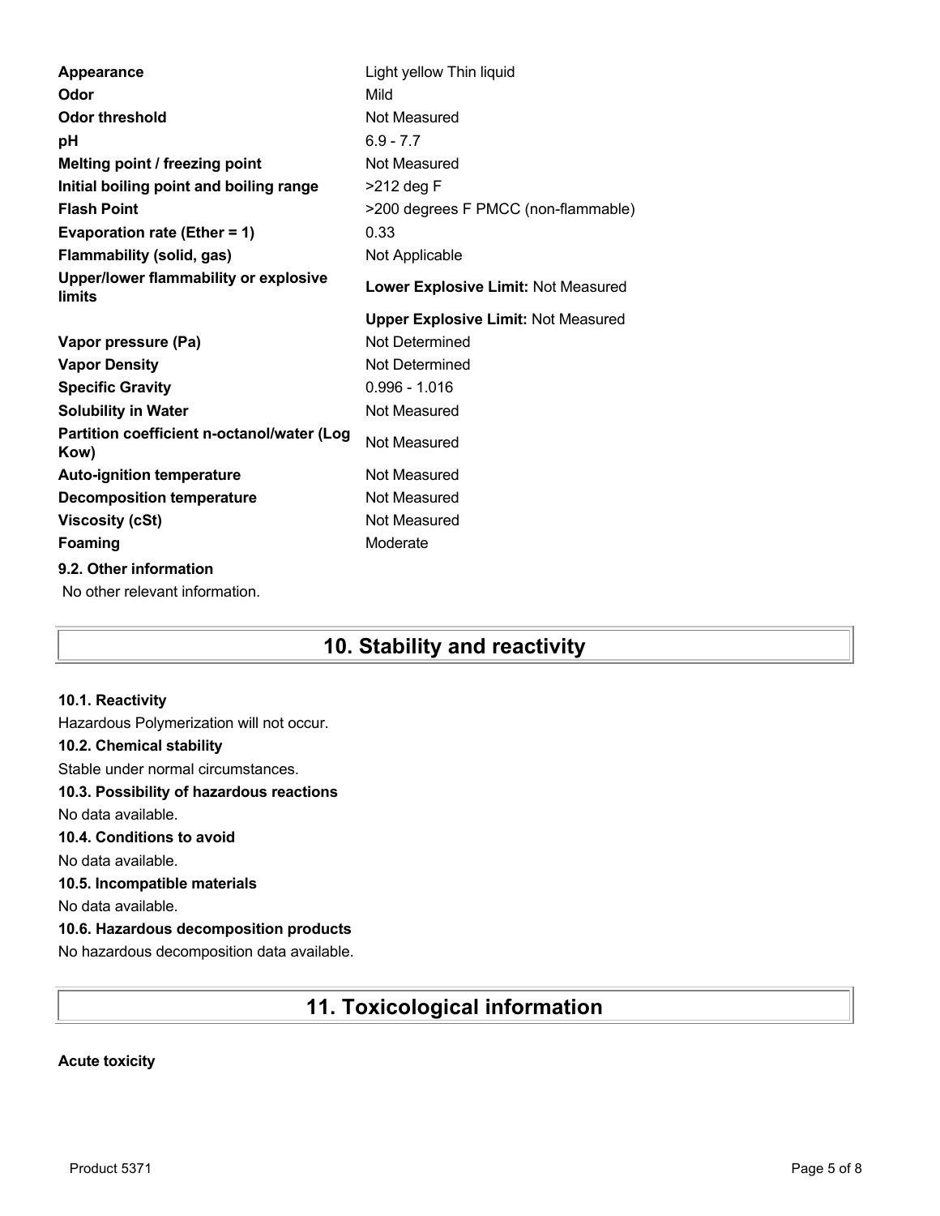| | |
|---|---|
| **Appearance** | Light yellow Thin liquid |
| **Odor** | Mild |
| **Odor threshold** | Not Measured |
| **pH** | 6.9 - 7.7 |
| **Melting point / freezing point** | Not Measured |
| **Initial boiling point and boiling range** | >212 deg F |
| **Flash Point** | >200 degrees F PMCC (non-flammable) |
| **Evaporation rate (Ether = 1)** | 0.33 |
| **Flammability (solid, gas)** | Not Applicable |
| **Upper/lower flammability or explosive limits** | **Lower Explosive Limit:** Not Measured |
| | **Upper Explosive Limit:** Not Measured |
| **Vapor pressure (Pa)** | Not Determined |
| **Vapor Density** | Not Determined |
| **Specific Gravity** | 0.996 - 1.016 |
| **Solubility in Water** | Not Measured |
| **Partition coefficient n-octanol/water (Log Kow)** | Not Measured |
| **Auto-ignition temperature** | Not Measured |
| **Decomposition temperature** | Not Measured |
| **Viscosity (cSt)** | Not Measured |
| **Foaming** | Moderate |

**9.2. Other information**

No other relevant information.

## 10. Stability and reactivity

**10.1. Reactivity**

Hazardous Polymerization will not occur.

**10.2. Chemical stability**

Stable under normal circumstances.

**10.3. Possibility of hazardous reactions**

No data available.

**10.4. Conditions to avoid**

No data available.

**10.5. Incompatible materials**

No data available.

**10.6. Hazardous decomposition products**

No hazardous decomposition data available.

## 11. Toxicological information

**Acute toxicity**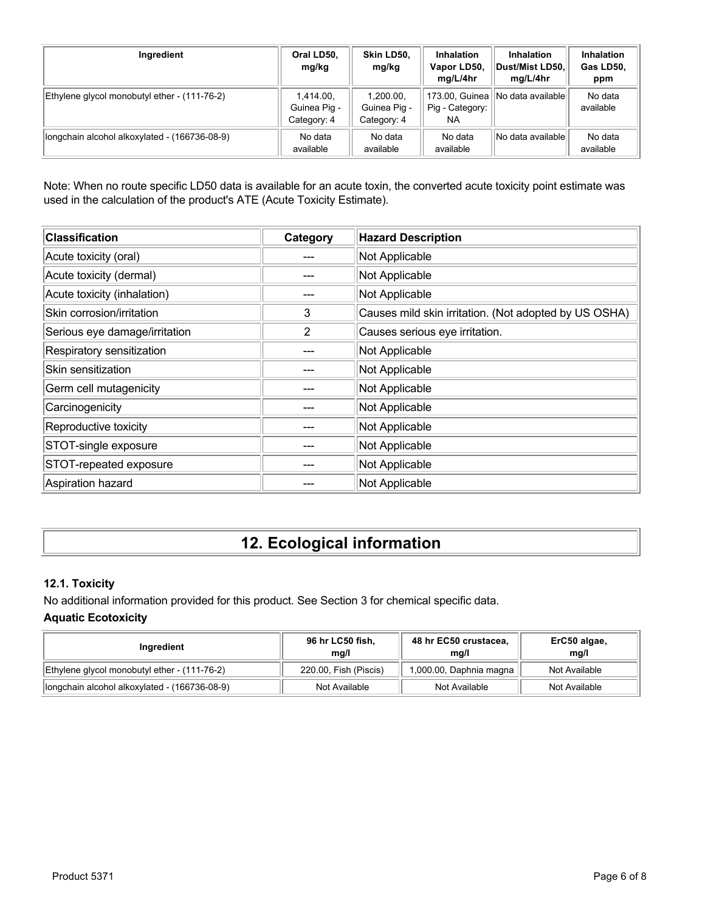| Ingredient | Oral LD50, mg/kg | Skin LD50, mg/kg | Inhalation Vapor LD50, mg/L/4hr | Inhalation Dust/Mist LD50, mg/L/4hr | Inhalation Gas LD50, ppm |
|---|---|---|---|---|---|
| Ethylene glycol monobutyl ether - (111-76-2) | 1,414.00, Guinea Pig - Category: 4 | 1,200.00, Guinea Pig - Category: 4 | 173.00, Guinea Pig - Category: NA | No data available | No data available |
| longchain alcohol alkoxylated - (166736-08-9) | No data available | No data available | No data available | No data available | No data available |

Note: When no route specific LD50 data is available for an acute toxin, the converted acute toxicity point estimate was used in the calculation of the product's ATE (Acute Toxicity Estimate).

| Classification | Category | Hazard Description |
|---|---|---|
| Acute toxicity (oral) | --- | Not Applicable |
| Acute toxicity (dermal) | --- | Not Applicable |
| Acute toxicity (inhalation) | --- | Not Applicable |
| Skin corrosion/irritation | 3 | Causes mild skin irritation. (Not adopted by US OSHA) |
| Serious eye damage/irritation | 2 | Causes serious eye irritation. |
| Respiratory sensitization | --- | Not Applicable |
| Skin sensitization | --- | Not Applicable |
| Germ cell mutagenicity | --- | Not Applicable |
| Carcinogenicity | --- | Not Applicable |
| Reproductive toxicity | --- | Not Applicable |
| STOT-single exposure | --- | Not Applicable |
| STOT-repeated exposure | --- | Not Applicable |
| Aspiration hazard | --- | Not Applicable |

# 12. Ecological information

### 12.1. Toxicity

No additional information provided for this product. See Section 3 for chemical specific data.

**Aquatic Ecotoxicity**

| Ingredient | 96 hr LC50 fish, mg/l | 48 hr EC50 crustacea, mg/l | ErC50 algae, mg/l |
|---|---|---|---|
| Ethylene glycol monobutyl ether - (111-76-2) | 220.00, Fish (Piscis) | 1,000.00, Daphnia magna | Not Available |
| longchain alcohol alkoxylated - (166736-08-9) | Not Available | Not Available | Not Available |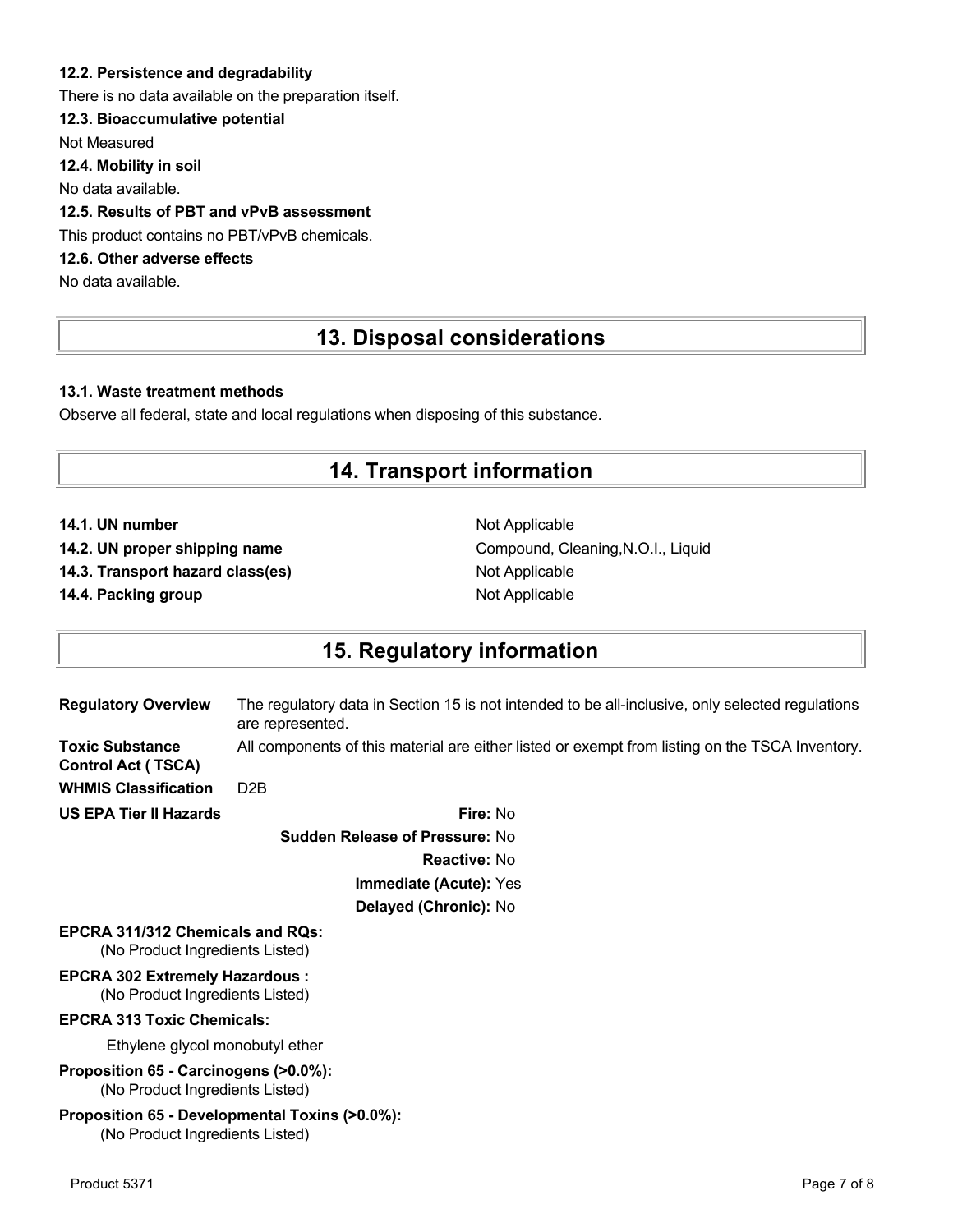### 12.2. Persistence and degradability

There is no data available on the preparation itself.

### 12.3. Bioaccumulative potential

Not Measured

### 12.4. Mobility in soil

No data available.

### 12.5. Results of PBT and vPvB assessment

This product contains no PBT/vPvB chemicals.

### 12.6. Other adverse effects

No data available.

## 13. Disposal considerations

### 13.1. Waste treatment methods

Observe all federal, state and local regulations when disposing of this substance.

## 14. Transport information

| | |
|---|---|
| **14.1. UN number** | Not Applicable |
| **14.2. UN proper shipping name** | Compound, Cleaning,N.O.I., Liquid |
| **14.3. Transport hazard class(es)** | Not Applicable |
| **14.4. Packing group** | Not Applicable |

## 15. Regulatory information

| | |
|---|---|
| **Regulatory Overview** | The regulatory data in Section 15 is not intended to be all-inclusive, only selected regulations are represented. |
| **Toxic Substance Control Act ( TSCA)** | All components of this material are either listed or exempt from listing on the TSCA Inventory. |
| **WHMIS Classification** | D2B |

**US EPA Tier II Hazards**

**Fire:** No

**Sudden Release of Pressure:** No

**Reactive:** No

**Immediate (Acute):** Yes

**Delayed (Chronic):** No

**EPCRA 311/312 Chemicals and RQs:**

(No Product Ingredients Listed)

**EPCRA 302 Extremely Hazardous :**

(No Product Ingredients Listed)

**EPCRA 313 Toxic Chemicals:**

Ethylene glycol monobutyl ether

**Proposition 65 - Carcinogens (>0.0%):**

(No Product Ingredients Listed)

**Proposition 65 - Developmental Toxins (>0.0%):**

(No Product Ingredients Listed)

Product 5371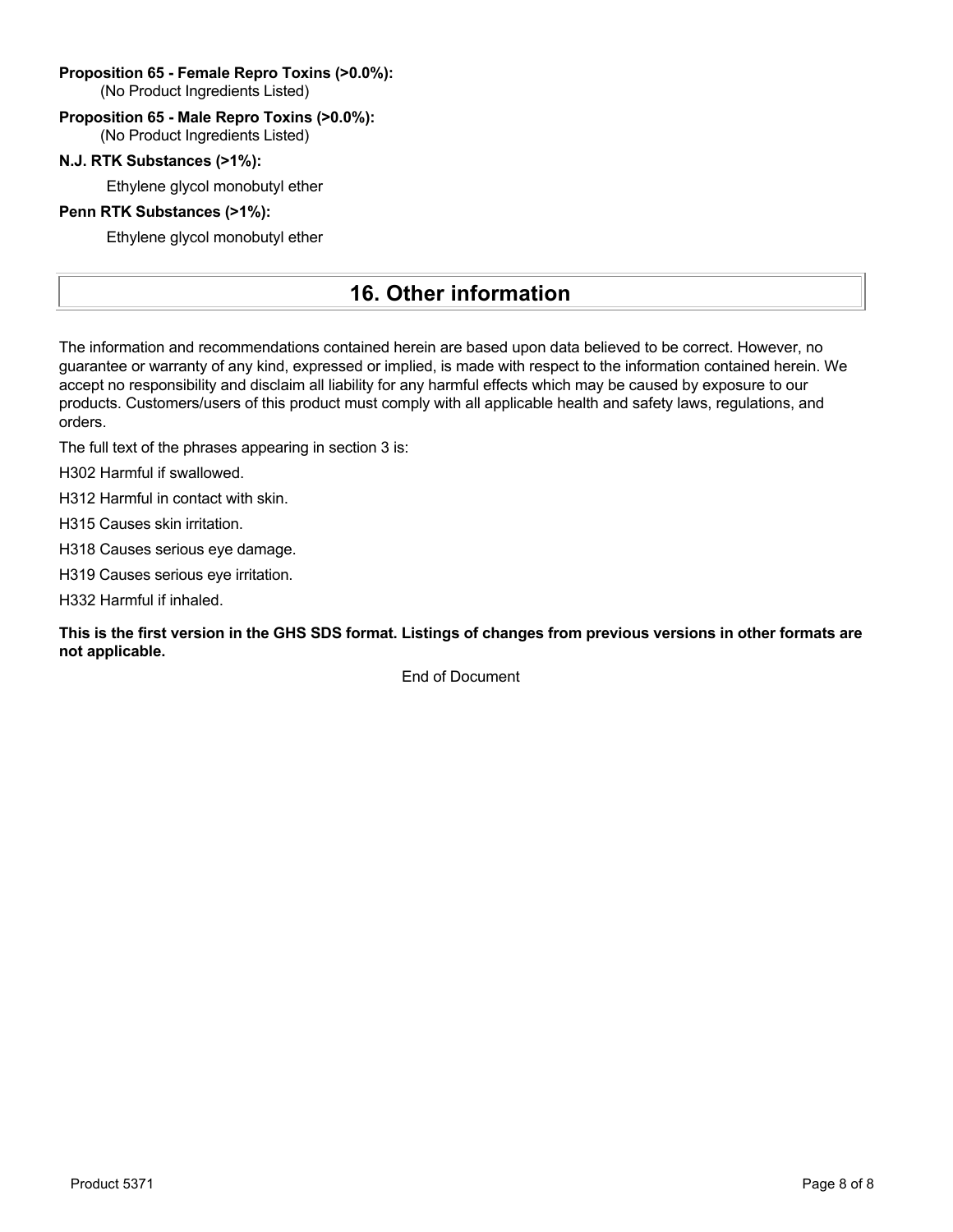**Proposition 65 - Female Repro Toxins (>0.0%):**
(No Product Ingredients Listed)

**Proposition 65 - Male Repro Toxins (>0.0%):**
(No Product Ingredients Listed)

**N.J. RTK Substances (>1%):**

Ethylene glycol monobutyl ether

**Penn RTK Substances (>1%):**

Ethylene glycol monobutyl ether

## 16. Other information

The information and recommendations contained herein are based upon data believed to be correct. However, no guarantee or warranty of any kind, expressed or implied, is made with respect to the information contained herein. We accept no responsibility and disclaim all liability for any harmful effects which may be caused by exposure to our products. Customers/users of this product must comply with all applicable health and safety laws, regulations, and orders.

The full text of the phrases appearing in section 3 is:

H302 Harmful if swallowed.

H312 Harmful in contact with skin.

H315 Causes skin irritation.

H318 Causes serious eye damage.

H319 Causes serious eye irritation.

H332 Harmful if inhaled.

**This is the first version in the GHS SDS format. Listings of changes from previous versions in other formats are not applicable.**

End of Document